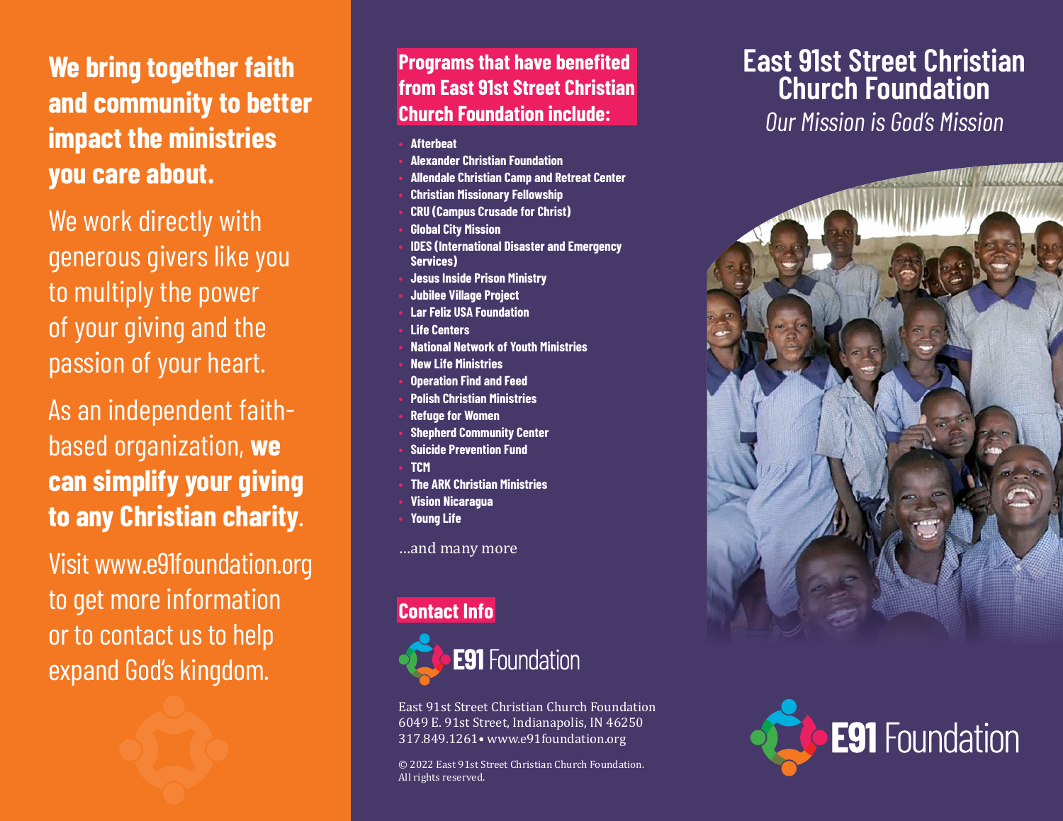**We bring together faith and community to better impact the ministries you care about.**

We work directly with generous givers like you to multiply the power of your giving and the passion of your heart.

As an independent faith-based organization, **we can simplify your giving to any Christian charity**.

Visit www.e91foundation.org to get more information or to contact us to help expand God's kingdom.

## Programs that have benefited from East 91st Street Christian Church Foundation include:

- **Afterbeat**
- **Alexander Christian Foundation**
- **Allendale Christian Camp and Retreat Center**
- **Christian Missionary Fellowship**
- **CRU (Campus Crusade for Christ)**
- **Global City Mission**
- **IDES (International Disaster and Emergency Services)**
- **Jesus Inside Prison Ministry**
- **Jubilee Village Project**
- **Lar Feliz USA Foundation**
- **Life Centers**
- **National Network of Youth Ministries**
- **New Life Ministries**
- **Operation Find and Feed**
- **Polish Christian Ministries**
- **Refuge for Women**
- **Shepherd Community Center**
- **Suicide Prevention Fund**
- **TCM**
- **The ARK Christian Ministries**
- **Vision Nicaragua**
- **Young Life**

...and many more

## Contact Info

**E91** Foundation

East 91st Street Christian Church Foundation
6049 E. 91st Street, Indianapolis, IN 46250
317.849.1261• www.e91foundation.org

© 2022 East 91st Street Christian Church Foundation. All rights reserved.

# East 91st Street Christian Church Foundation

*Our Mission is God's Mission*

**E91** Foundation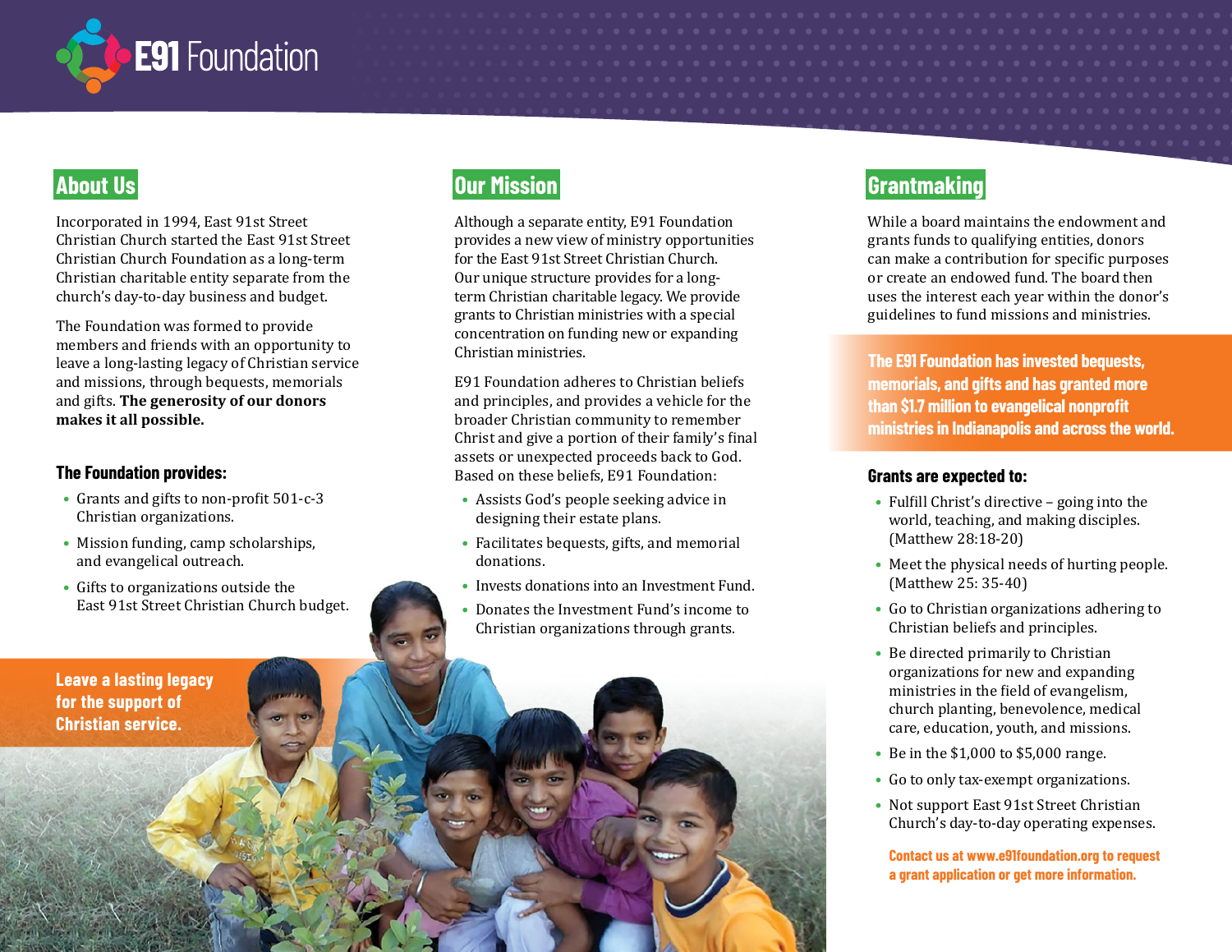# E91 Foundation

## About Us

Incorporated in 1994, East 91st Street Christian Church started the East 91st Street Christian Church Foundation as a long-term Christian charitable entity separate from the church's day-to-day business and budget.

The Foundation was formed to provide members and friends with an opportunity to leave a long-lasting legacy of Christian service and missions, through bequests, memorials and gifts. **The generosity of our donors makes it all possible.**

### The Foundation provides:

- Grants and gifts to non-profit 501-c-3 Christian organizations.
- Mission funding, camp scholarships, and evangelical outreach.
- Gifts to organizations outside the East 91st Street Christian Church budget.

**Leave a lasting legacy for the support of Christian service.**

## Our Mission

Although a separate entity, E91 Foundation provides a new view of ministry opportunities for the East 91st Street Christian Church. Our unique structure provides for a long-term Christian charitable legacy. We provide grants to Christian ministries with a special concentration on funding new or expanding Christian ministries.

E91 Foundation adheres to Christian beliefs and principles, and provides a vehicle for the broader Christian community to remember Christ and give a portion of their family's final assets or unexpected proceeds back to God. Based on these beliefs, E91 Foundation:

- Assists God's people seeking advice in designing their estate plans.
- Facilitates bequests, gifts, and memorial donations.
- Invests donations into an Investment Fund.
- Donates the Investment Fund's income to Christian organizations through grants.

## Grantmaking

While a board maintains the endowment and grants funds to qualifying entities, donors can make a contribution for specific purposes or create an endowed fund. The board then uses the interest each year within the donor's guidelines to fund missions and ministries.

**The E91 Foundation has invested bequests, memorials, and gifts and has granted more than $1.7 million to evangelical nonprofit ministries in Indianapolis and across the world.**

### Grants are expected to:

- Fulfill Christ's directive – going into the world, teaching, and making disciples. (Matthew 28:18-20)
- Meet the physical needs of hurting people. (Matthew 25: 35-40)
- Go to Christian organizations adhering to Christian beliefs and principles.
- Be directed primarily to Christian organizations for new and expanding ministries in the field of evangelism, church planting, benevolence, medical care, education, youth, and missions.
- Be in the $1,000 to $5,000 range.
- Go to only tax-exempt organizations.
- Not support East 91st Street Christian Church's day-to-day operating expenses.

**Contact us at www.e91foundation.org to request a grant application or get more information.**